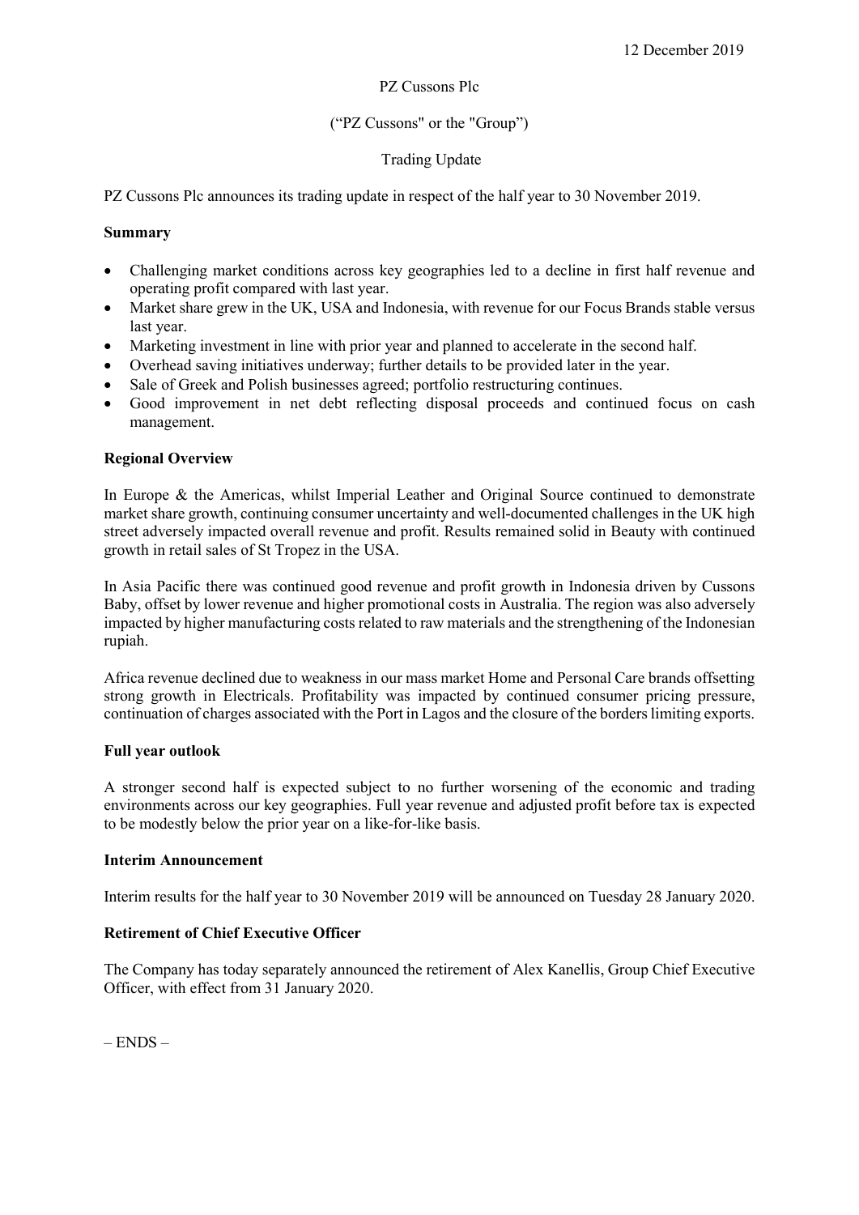12 December 2019

PZ Cussons Plc

("PZ Cussons" or the "Group")

Trading Update

PZ Cussons Plc announces its trading update in respect of the half year to 30 November 2019.

**Summary**

- Challenging market conditions across key geographies led to a decline in first half revenue and operating profit compared with last year.
- Market share grew in the UK, USA and Indonesia, with revenue for our Focus Brands stable versus last year.
- Marketing investment in line with prior year and planned to accelerate in the second half.
- Overhead saving initiatives underway; further details to be provided later in the year.
- Sale of Greek and Polish businesses agreed; portfolio restructuring continues.
- Good improvement in net debt reflecting disposal proceeds and continued focus on cash management.

**Regional Overview**

In Europe & the Americas, whilst Imperial Leather and Original Source continued to demonstrate market share growth, continuing consumer uncertainty and well-documented challenges in the UK high street adversely impacted overall revenue and profit. Results remained solid in Beauty with continued growth in retail sales of St Tropez in the USA.

In Asia Pacific there was continued good revenue and profit growth in Indonesia driven by Cussons Baby, offset by lower revenue and higher promotional costs in Australia. The region was also adversely impacted by higher manufacturing costs related to raw materials and the strengthening of the Indonesian rupiah.

Africa revenue declined due to weakness in our mass market Home and Personal Care brands offsetting strong growth in Electricals. Profitability was impacted by continued consumer pricing pressure, continuation of charges associated with the Port in Lagos and the closure of the borders limiting exports.

**Full year outlook**

A stronger second half is expected subject to no further worsening of the economic and trading environments across our key geographies. Full year revenue and adjusted profit before tax is expected to be modestly below the prior year on a like-for-like basis.

**Interim Announcement**

Interim results for the half year to 30 November 2019 will be announced on Tuesday 28 January 2020.

**Retirement of Chief Executive Officer**

The Company has today separately announced the retirement of Alex Kanellis, Group Chief Executive Officer, with effect from 31 January 2020.

– ENDS –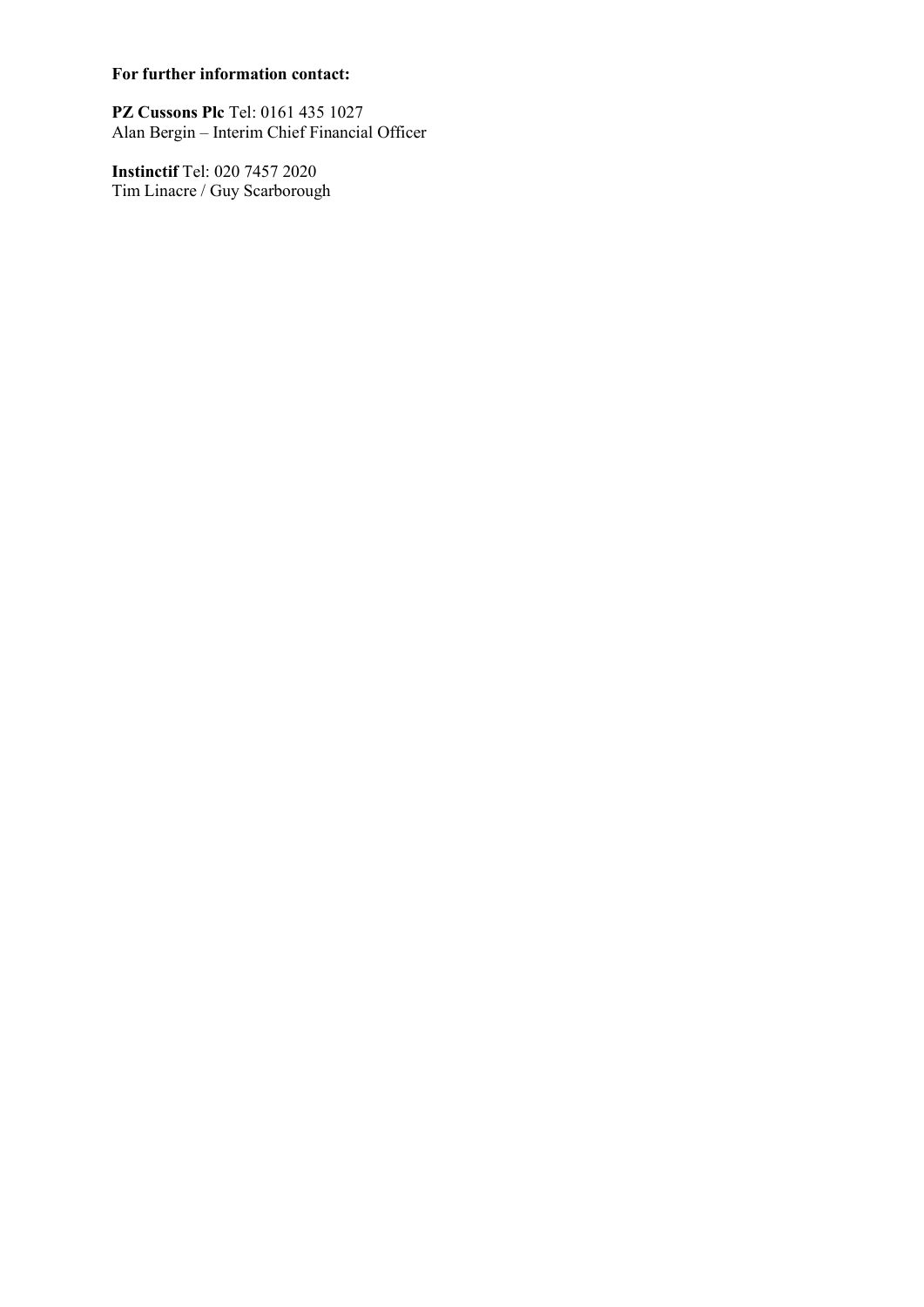**For further information contact:**

**PZ Cussons Plc** Tel: 0161 435 1027
Alan Bergin – Interim Chief Financial Officer

**Instinctif** Tel: 020 7457 2020
Tim Linacre / Guy Scarborough